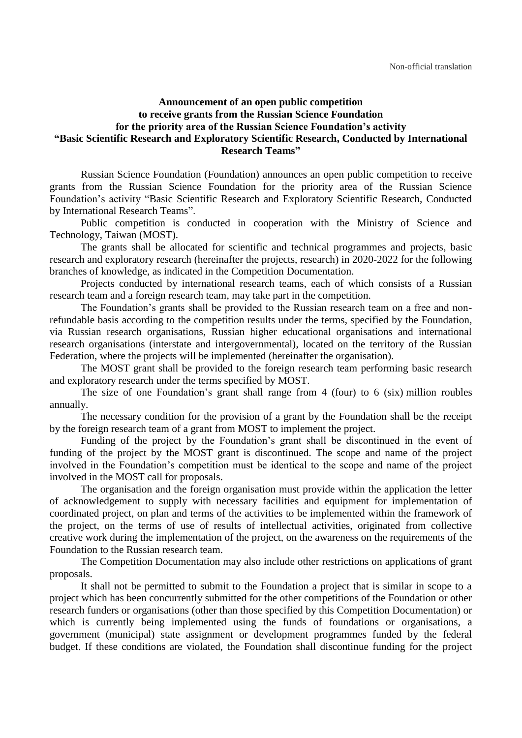Non-official translation

# Announcement of an open public competition to receive grants from the Russian Science Foundation for the priority area of the Russian Science Foundation's activity "Basic Scientific Research and Exploratory Scientific Research, Conducted by International Research Teams"

Russian Science Foundation (Foundation) announces an open public competition to receive grants from the Russian Science Foundation for the priority area of the Russian Science Foundation's activity "Basic Scientific Research and Exploratory Scientific Research, Conducted by International Research Teams".

Public competition is conducted in cooperation with the Ministry of Science and Technology, Taiwan (MOST).

The grants shall be allocated for scientific and technical programmes and projects, basic research and exploratory research (hereinafter the projects, research) in 2020-2022 for the following branches of knowledge, as indicated in the Competition Documentation.

Projects conducted by international research teams, each of which consists of a Russian research team and a foreign research team, may take part in the competition.

The Foundation's grants shall be provided to the Russian research team on a free and non-refundable basis according to the competition results under the terms, specified by the Foundation, via Russian research organisations, Russian higher educational organisations and international research organisations (interstate and intergovernmental), located on the territory of the Russian Federation, where the projects will be implemented (hereinafter the organisation).

The MOST grant shall be provided to the foreign research team performing basic research and exploratory research under the terms specified by MOST.

The size of one Foundation's grant shall range from 4 (four) to 6 (six) million roubles annually.

The necessary condition for the provision of a grant by the Foundation shall be the receipt by the foreign research team of a grant from MOST to implement the project.

Funding of the project by the Foundation's grant shall be discontinued in the event of funding of the project by the MOST grant is discontinued. The scope and name of the project involved in the Foundation's competition must be identical to the scope and name of the project involved in the MOST call for proposals.

The organisation and the foreign organisation must provide within the application the letter of acknowledgement to supply with necessary facilities and equipment for implementation of coordinated project, on plan and terms of the activities to be implemented within the framework of the project, on the terms of use of results of intellectual activities, originated from collective creative work during the implementation of the project, on the awareness on the requirements of the Foundation to the Russian research team.

The Competition Documentation may also include other restrictions on applications of grant proposals.

It shall not be permitted to submit to the Foundation a project that is similar in scope to a project which has been concurrently submitted for the other competitions of the Foundation or other research funders or organisations (other than those specified by this Competition Documentation) or which is currently being implemented using the funds of foundations or organisations, a government (municipal) state assignment or development programmes funded by the federal budget. If these conditions are violated, the Foundation shall discontinue funding for the project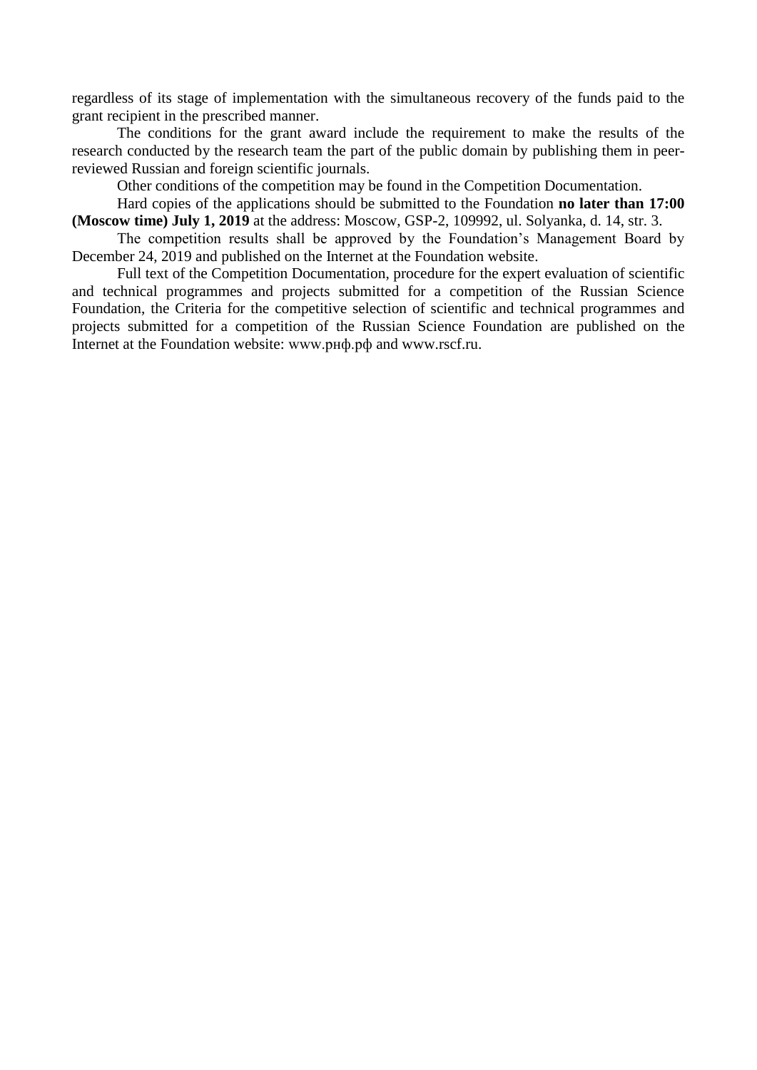regardless of its stage of implementation with the simultaneous recovery of the funds paid to the grant recipient in the prescribed manner.

The conditions for the grant award include the requirement to make the results of the research conducted by the research team the part of the public domain by publishing them in peer-reviewed Russian and foreign scientific journals.

Other conditions of the competition may be found in the Competition Documentation.

Hard copies of the applications should be submitted to the Foundation **no later than 17:00 (Moscow time) July 1, 2019** at the address: Moscow, GSP-2, 109992, ul. Solyanka, d. 14, str. 3.

The competition results shall be approved by the Foundation's Management Board by December 24, 2019 and published on the Internet at the Foundation website.

Full text of the Competition Documentation, procedure for the expert evaluation of scientific and technical programmes and projects submitted for a competition of the Russian Science Foundation, the Criteria for the competitive selection of scientific and technical programmes and projects submitted for a competition of the Russian Science Foundation are published on the Internet at the Foundation website: www.рнф.рф and www.rscf.ru.